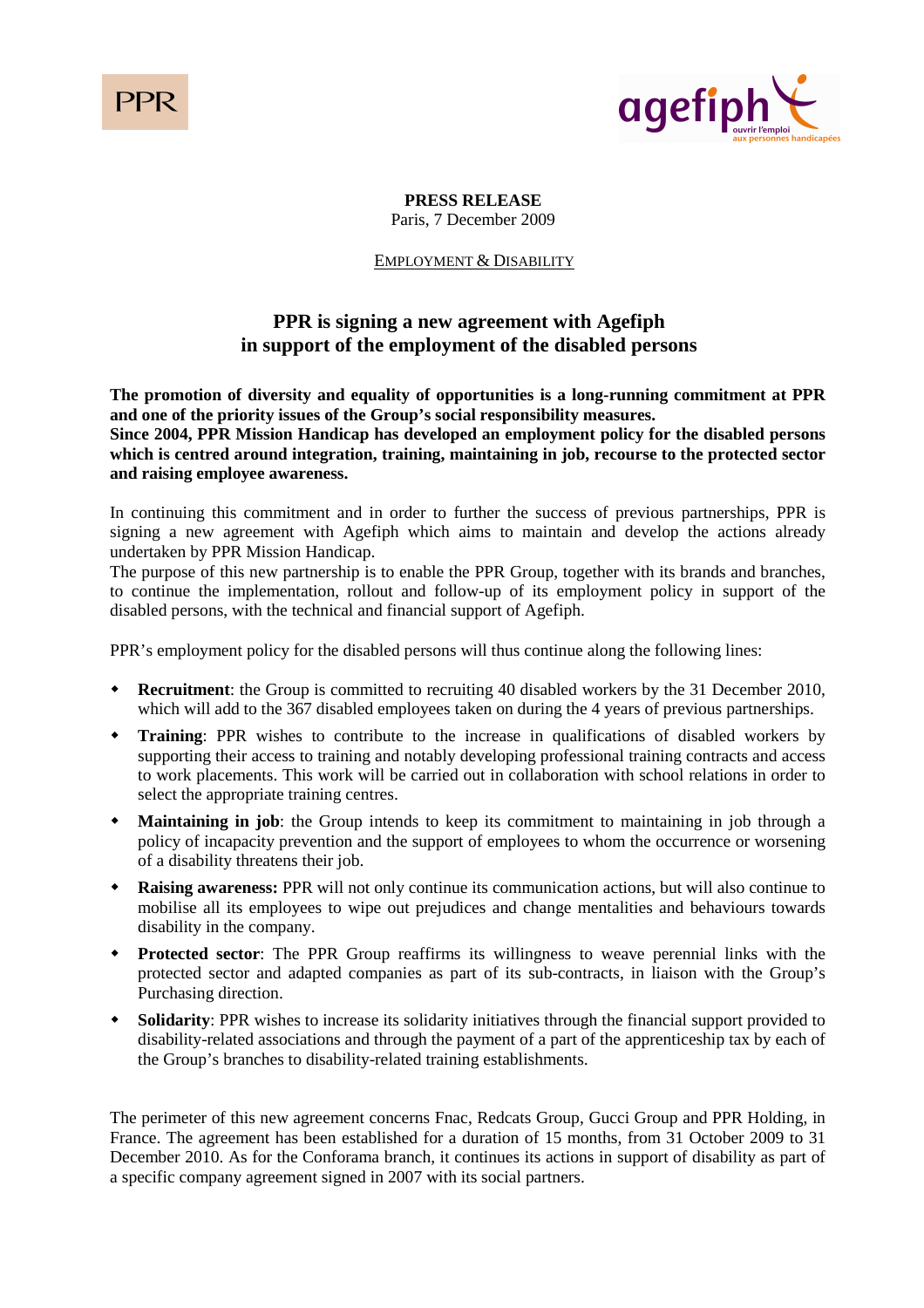**PRESS RELEASE**
Paris, 7 December 2009

EMPLOYMENT & DISABILITY

# PPR is signing a new agreement with Agefiph in support of the employment of the disabled persons

**The promotion of diversity and equality of opportunities is a long-running commitment at PPR and one of the priority issues of the Group's social responsibility measures.**
**Since 2004, PPR Mission Handicap has developed an employment policy for the disabled persons which is centred around integration, training, maintaining in job, recourse to the protected sector and raising employee awareness.**

In continuing this commitment and in order to further the success of previous partnerships, PPR is signing a new agreement with Agefiph which aims to maintain and develop the actions already undertaken by PPR Mission Handicap.
The purpose of this new partnership is to enable the PPR Group, together with its brands and branches, to continue the implementation, rollout and follow-up of its employment policy in support of the disabled persons, with the technical and financial support of Agefiph.

PPR's employment policy for the disabled persons will thus continue along the following lines:

- **Recruitment**: the Group is committed to recruiting 40 disabled workers by the 31 December 2010, which will add to the 367 disabled employees taken on during the 4 years of previous partnerships.
- **Training**: PPR wishes to contribute to the increase in qualifications of disabled workers by supporting their access to training and notably developing professional training contracts and access to work placements. This work will be carried out in collaboration with school relations in order to select the appropriate training centres.
- **Maintaining in job**: the Group intends to keep its commitment to maintaining in job through a policy of incapacity prevention and the support of employees to whom the occurrence or worsening of a disability threatens their job.
- **Raising awareness:** PPR will not only continue its communication actions, but will also continue to mobilise all its employees to wipe out prejudices and change mentalities and behaviours towards disability in the company.
- **Protected sector**: The PPR Group reaffirms its willingness to weave perennial links with the protected sector and adapted companies as part of its sub-contracts, in liaison with the Group's Purchasing direction.
- **Solidarity**: PPR wishes to increase its solidarity initiatives through the financial support provided to disability-related associations and through the payment of a part of the apprenticeship tax by each of the Group's branches to disability-related training establishments.

The perimeter of this new agreement concerns Fnac, Redcats Group, Gucci Group and PPR Holding, in France. The agreement has been established for a duration of 15 months, from 31 October 2009 to 31 December 2010. As for the Conforama branch, it continues its actions in support of disability as part of a specific company agreement signed in 2007 with its social partners.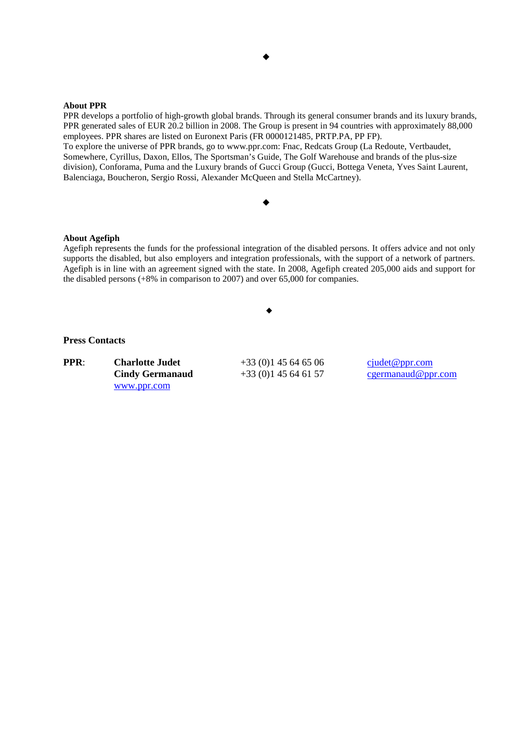◆

**About PPR**
PPR develops a portfolio of high-growth global brands. Through its general consumer brands and its luxury brands, PPR generated sales of EUR 20.2 billion in 2008. The Group is present in 94 countries with approximately 88,000 employees. PPR shares are listed on Euronext Paris (FR 0000121485, PRTP.PA, PP FP).
To explore the universe of PPR brands, go to www.ppr.com: Fnac, Redcats Group (La Redoute, Vertbaudet, Somewhere, Cyrillus, Daxon, Ellos, The Sportsman's Guide, The Golf Warehouse and brands of the plus-size division), Conforama, Puma and the Luxury brands of Gucci Group (Gucci, Bottega Veneta, Yves Saint Laurent, Balenciaga, Boucheron, Sergio Rossi, Alexander McQueen and Stella McCartney).

◆

**About Agefiph**
Agefiph represents the funds for the professional integration of the disabled persons. It offers advice and not only supports the disabled, but also employers and integration professionals, with the support of a network of partners. Agefiph is in line with an agreement signed with the state. In 2008, Agefiph created 205,000 aids and support for the disabled persons (+8% in comparison to 2007) and over 65,000 for companies.

◆

**Press Contacts**

| | | | |
|---|---|---|---|
| **PPR**: | **Charlotte Judet** | +33 (0)1 45 64 65 06 | cjudet@ppr.com |
| | **Cindy Germanaud** | +33 (0)1 45 64 61 57 | cgermanaud@ppr.com |
| | www.ppr.com | | |